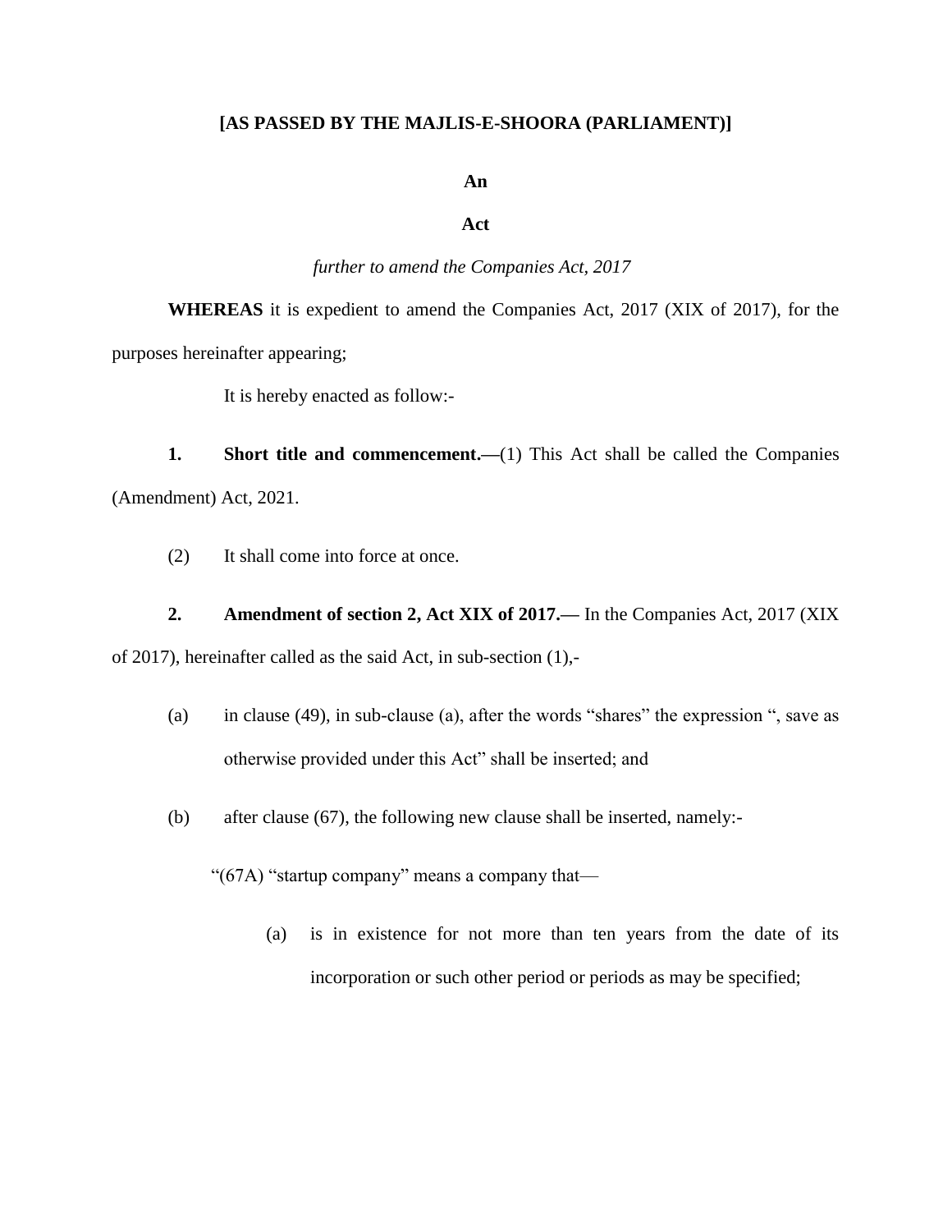**[AS PASSED BY THE MAJLIS-E-SHOORA (PARLIAMENT)]**

**An**

**Act**

*further to amend the Companies Act, 2017*

**WHEREAS** it is expedient to amend the Companies Act, 2017 (XIX of 2017), for the purposes hereinafter appearing;

It is hereby enacted as follow:-

**1. Short title and commencement.—**(1) This Act shall be called the Companies (Amendment) Act, 2021.

(2) It shall come into force at once.

**2. Amendment of section 2, Act XIX of 2017.—** In the Companies Act, 2017 (XIX of 2017), hereinafter called as the said Act, in sub-section (1),-

(a) in clause (49), in sub-clause (a), after the words "shares" the expression ", save as otherwise provided under this Act" shall be inserted; and

(b) after clause (67), the following new clause shall be inserted, namely:-

"(67A) "startup company" means a company that—

(a) is in existence for not more than ten years from the date of its incorporation or such other period or periods as may be specified;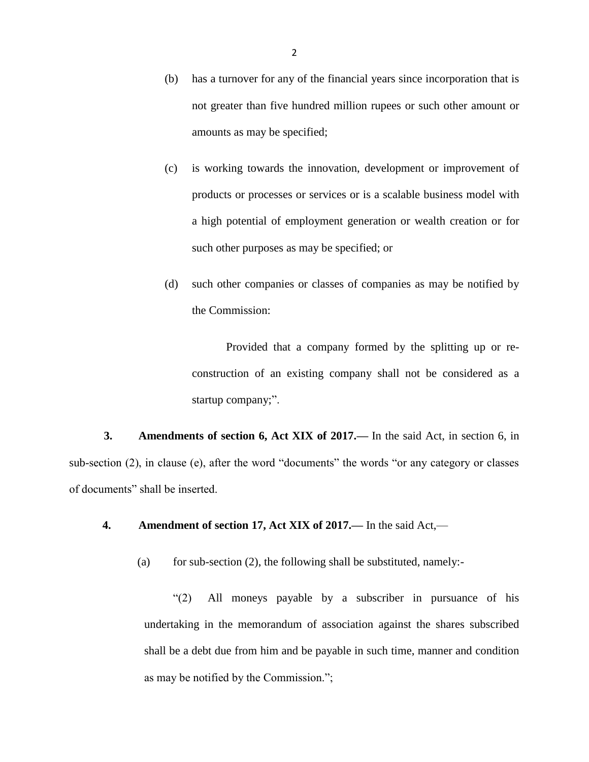(b) has a turnover for any of the financial years since incorporation that is not greater than five hundred million rupees or such other amount or amounts as may be specified;

(c) is working towards the innovation, development or improvement of products or processes or services or is a scalable business model with a high potential of employment generation or wealth creation or for such other purposes as may be specified; or

(d) such other companies or classes of companies as may be notified by the Commission:

Provided that a company formed by the splitting up or re-construction of an existing company shall not be considered as a startup company;".

**3. Amendments of section 6, Act XIX of 2017.—** In the said Act, in section 6, in sub-section (2), in clause (e), after the word "documents" the words "or any category or classes of documents" shall be inserted.

**4. Amendment of section 17, Act XIX of 2017.—** In the said Act,—

(a) for sub-section (2), the following shall be substituted, namely:-

"(2) All moneys payable by a subscriber in pursuance of his undertaking in the memorandum of association against the shares subscribed shall be a debt due from him and be payable in such time, manner and condition as may be notified by the Commission.";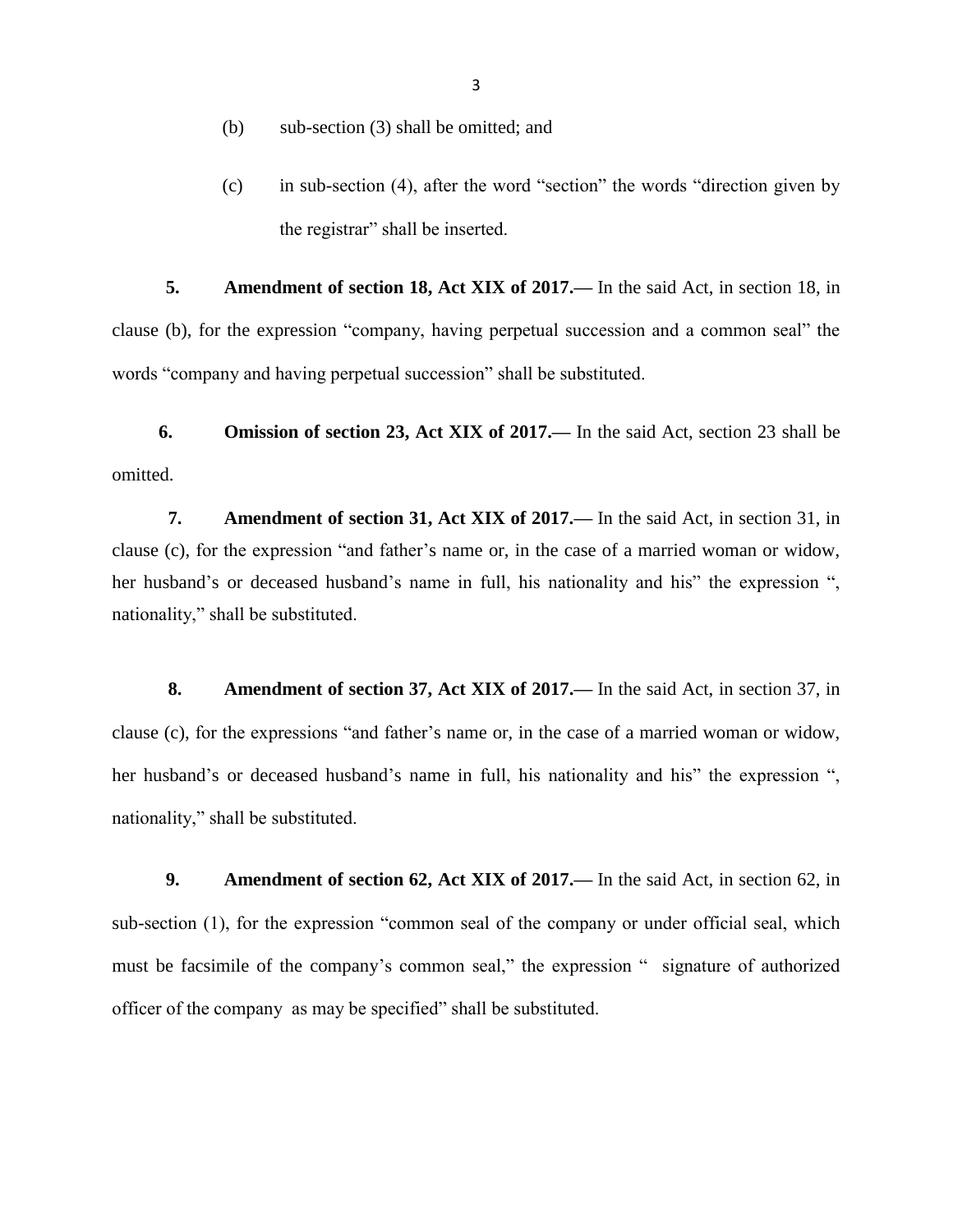(b) sub-section (3) shall be omitted; and

(c) in sub-section (4), after the word "section" the words "direction given by the registrar" shall be inserted.

**5. Amendment of section 18, Act XIX of 2017.—** In the said Act, in section 18, in clause (b), for the expression "company, having perpetual succession and a common seal" the words "company and having perpetual succession" shall be substituted.

**6. Omission of section 23, Act XIX of 2017.—** In the said Act, section 23 shall be omitted.

**7. Amendment of section 31, Act XIX of 2017.—** In the said Act, in section 31, in clause (c), for the expression "and father's name or, in the case of a married woman or widow, her husband's or deceased husband's name in full, his nationality and his" the expression ", nationality," shall be substituted.

**8. Amendment of section 37, Act XIX of 2017.—** In the said Act, in section 37, in clause (c), for the expressions "and father's name or, in the case of a married woman or widow, her husband's or deceased husband's name in full, his nationality and his" the expression ", nationality," shall be substituted.

**9. Amendment of section 62, Act XIX of 2017.—** In the said Act, in section 62, in sub-section (1), for the expression "common seal of the company or under official seal, which must be facsimile of the company's common seal," the expression " signature of authorized officer of the company as may be specified" shall be substituted.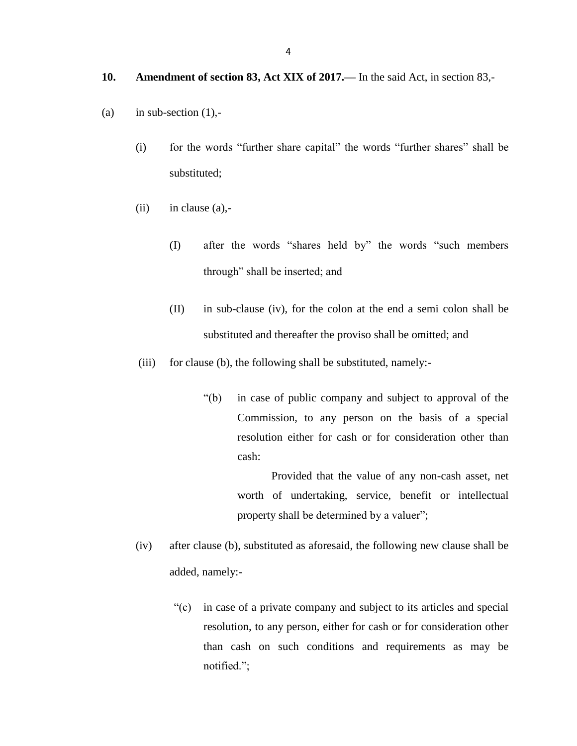**10. Amendment of section 83, Act XIX of 2017.—** In the said Act, in section 83,-

(a) in sub-section (1),-

(i) for the words “further share capital” the words “further shares” shall be substituted;

(ii) in clause (a),-

(I) after the words “shares held by” the words “such members through” shall be inserted; and

(II) in sub-clause (iv), for the colon at the end a semi colon shall be substituted and thereafter the proviso shall be omitted; and

(iii) for clause (b), the following shall be substituted, namely:-

> “(b) in case of public company and subject to approval of the Commission, to any person on the basis of a special resolution either for cash or for consideration other than cash:
>
> Provided that the value of any non-cash asset, net worth of undertaking, service, benefit or intellectual property shall be determined by a valuer”;

(iv) after clause (b), substituted as aforesaid, the following new clause shall be added, namely:-

> “(c) in case of a private company and subject to its articles and special resolution, to any person, either for cash or for consideration other than cash on such conditions and requirements as may be notified.”;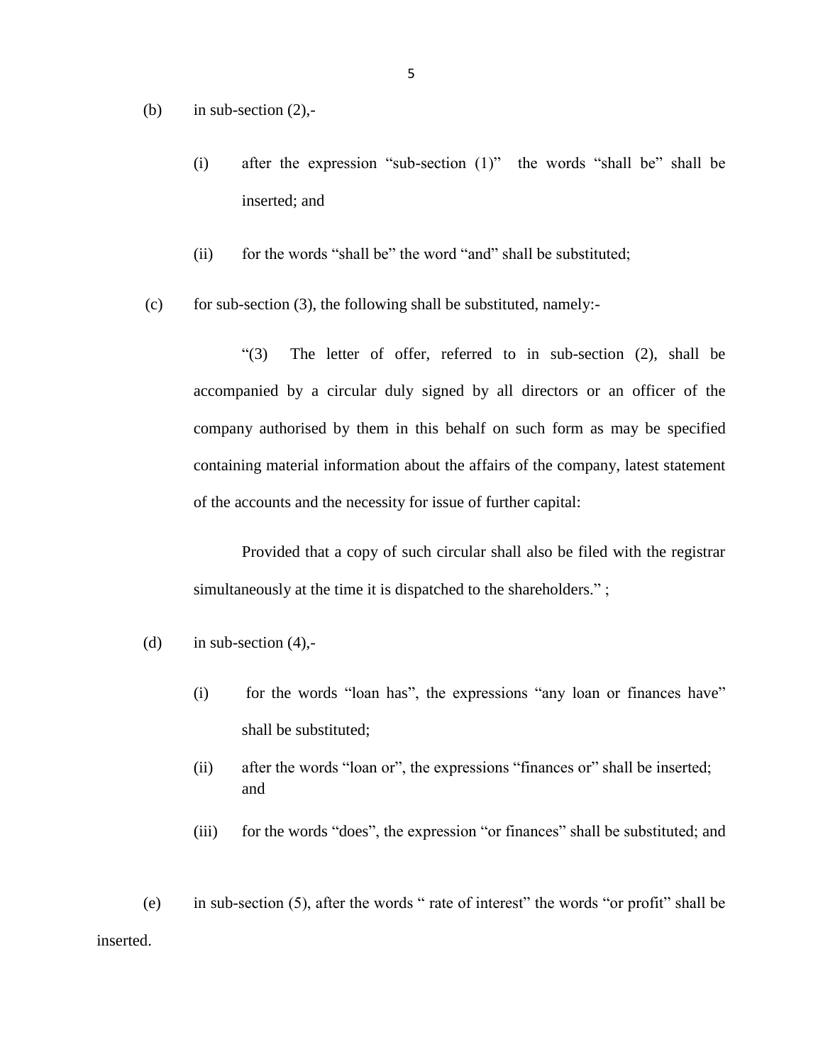(b) in sub-section (2),-

   (i) after the expression “sub-section (1)” the words “shall be” shall be inserted; and

   (ii) for the words “shall be” the word “and” shall be substituted;

(c) for sub-section (3), the following shall be substituted, namely:-

“(3) The letter of offer, referred to in sub-section (2), shall be accompanied by a circular duly signed by all directors or an officer of the company authorised by them in this behalf on such form as may be specified containing material information about the affairs of the company, latest statement of the accounts and the necessity for issue of further capital:

Provided that a copy of such circular shall also be filed with the registrar simultaneously at the time it is dispatched to the shareholders.” ;

(d) in sub-section (4),-

   (i) for the words “loan has”, the expressions “any loan or finances have” shall be substituted;

   (ii) after the words “loan or”, the expressions “finances or” shall be inserted; and

   (iii) for the words “does”, the expression “or finances” shall be substituted; and

(e) in sub-section (5), after the words “ rate of interest” the words “or profit” shall be inserted.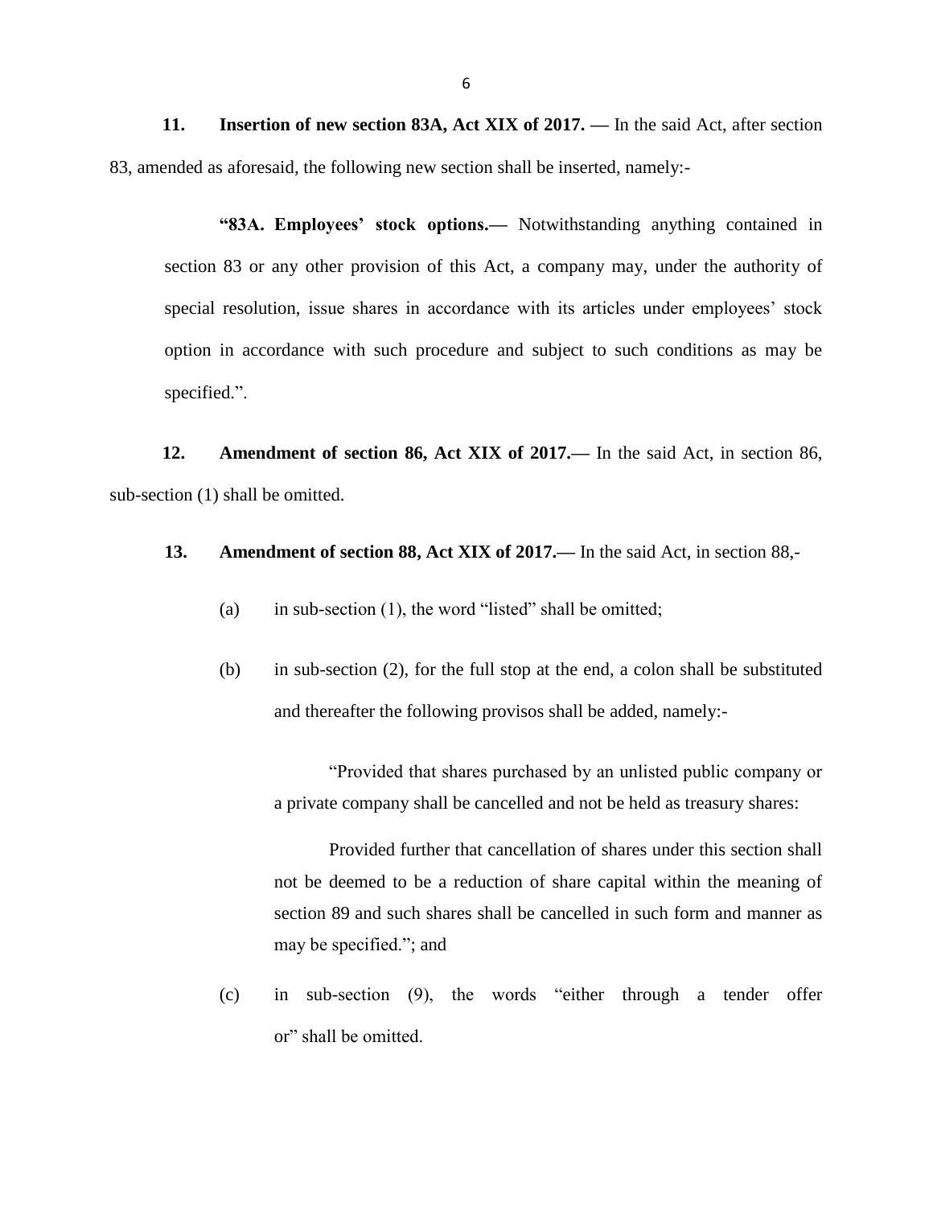**11. Insertion of new section 83A, Act XIX of 2017. —** In the said Act, after section 83, amended as aforesaid, the following new section shall be inserted, namely:-

> **"83A. Employees' stock options.—** Notwithstanding anything contained in section 83 or any other provision of this Act, a company may, under the authority of special resolution, issue shares in accordance with its articles under employees' stock option in accordance with such procedure and subject to such conditions as may be specified.".

**12. Amendment of section 86, Act XIX of 2017.—** In the said Act, in section 86, sub-section (1) shall be omitted.

**13. Amendment of section 88, Act XIX of 2017.—** In the said Act, in section 88,-

(a) in sub-section (1), the word "listed" shall be omitted;

(b) in sub-section (2), for the full stop at the end, a colon shall be substituted and thereafter the following provisos shall be added, namely:-

> "Provided that shares purchased by an unlisted public company or a private company shall be cancelled and not be held as treasury shares:
>
> Provided further that cancellation of shares under this section shall not be deemed to be a reduction of share capital within the meaning of section 89 and such shares shall be cancelled in such form and manner as may be specified."; and

(c) in sub-section (9), the words "either through a tender offer or" shall be omitted.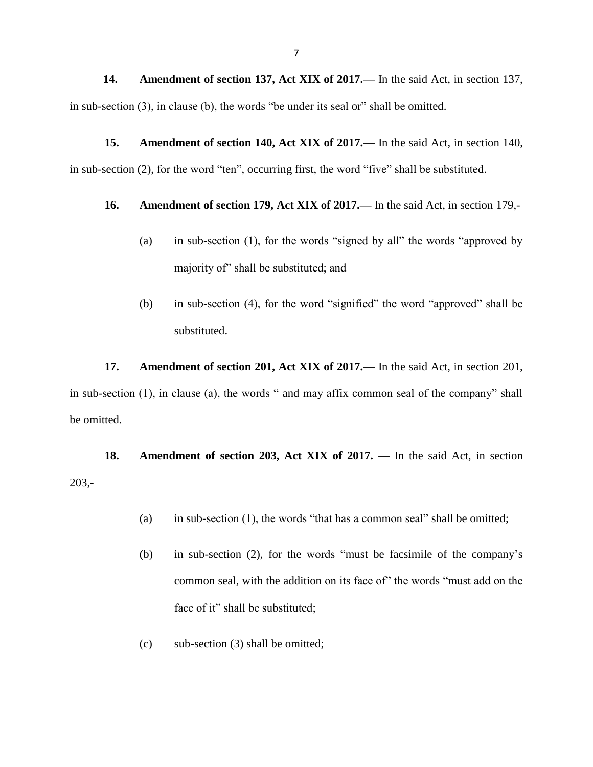**14. Amendment of section 137, Act XIX of 2017.—** In the said Act, in section 137, in sub-section (3), in clause (b), the words "be under its seal or" shall be omitted.

**15. Amendment of section 140, Act XIX of 2017.—** In the said Act, in section 140, in sub-section (2), for the word "ten", occurring first, the word "five" shall be substituted.

**16. Amendment of section 179, Act XIX of 2017.—** In the said Act, in section 179,-

(a) in sub-section (1), for the words "signed by all" the words "approved by majority of" shall be substituted; and

(b) in sub-section (4), for the word "signified" the word "approved" shall be substituted.

**17. Amendment of section 201, Act XIX of 2017.—** In the said Act, in section 201, in sub-section (1), in clause (a), the words " and may affix common seal of the company" shall be omitted.

**18. Amendment of section 203, Act XIX of 2017. —** In the said Act, in section 203,-

(a) in sub-section (1), the words "that has a common seal" shall be omitted;

(b) in sub-section (2), for the words "must be facsimile of the company's common seal, with the addition on its face of" the words "must add on the face of it" shall be substituted;

(c) sub-section (3) shall be omitted;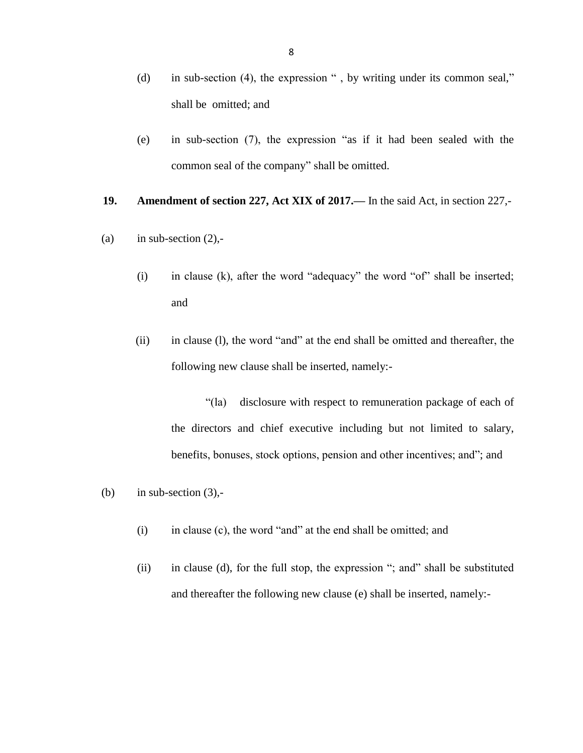(d) in sub-section (4), the expression " , by writing under its common seal," shall be omitted; and

(e) in sub-section (7), the expression "as if it had been sealed with the common seal of the company" shall be omitted.

**19. Amendment of section 227, Act XIX of 2017.—** In the said Act, in section 227,-

(a) in sub-section (2),-

(i) in clause (k), after the word "adequacy" the word "of" shall be inserted; and

(ii) in clause (l), the word "and" at the end shall be omitted and thereafter, the following new clause shall be inserted, namely:-

"(la) disclosure with respect to remuneration package of each of the directors and chief executive including but not limited to salary, benefits, bonuses, stock options, pension and other incentives; and"; and

(b) in sub-section (3),-

(i) in clause (c), the word "and" at the end shall be omitted; and

(ii) in clause (d), for the full stop, the expression "; and" shall be substituted and thereafter the following new clause (e) shall be inserted, namely:-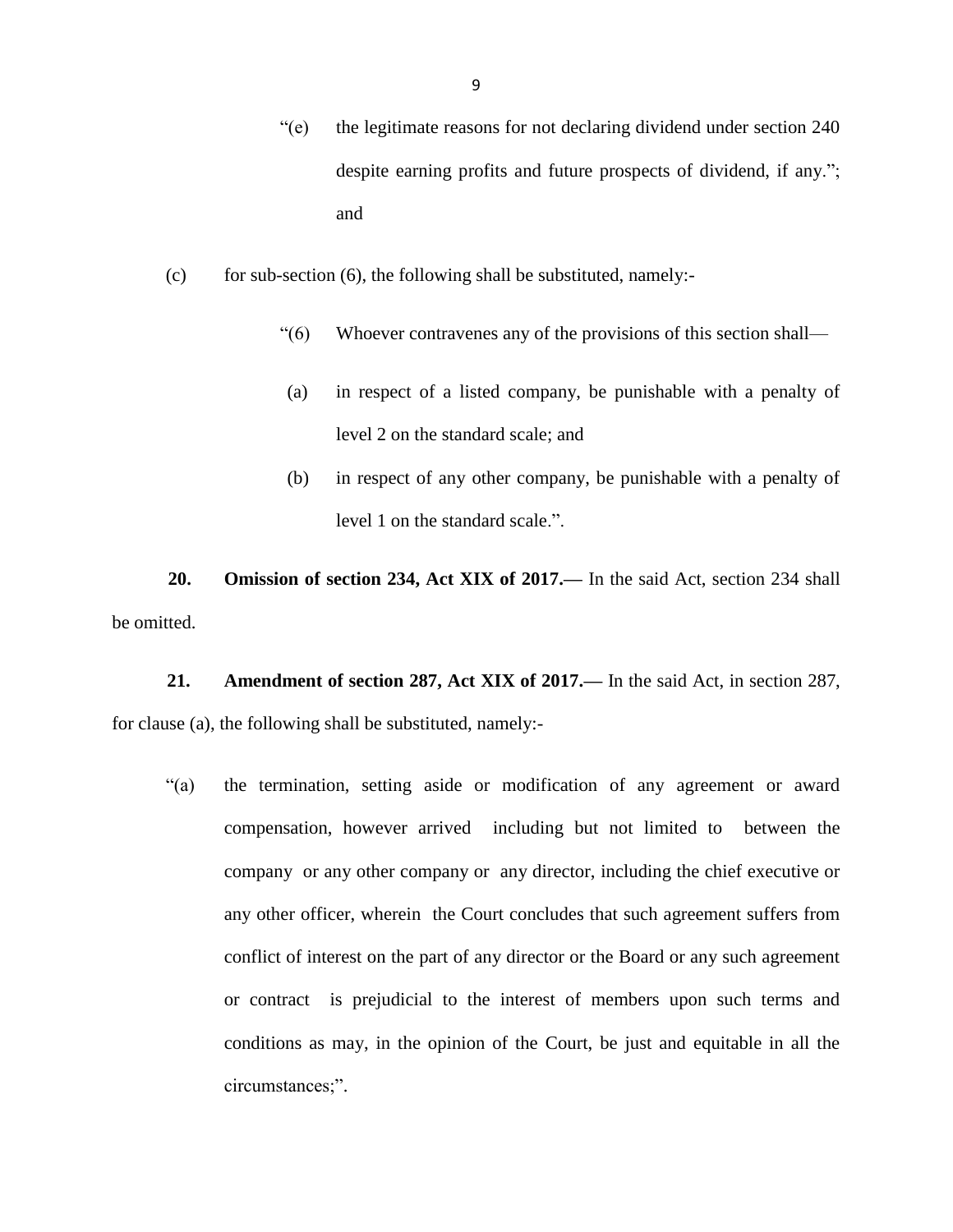"(e) the legitimate reasons for not declaring dividend under section 240 despite earning profits and future prospects of dividend, if any."; and

(c) for sub-section (6), the following shall be substituted, namely:-

"(6) Whoever contravenes any of the provisions of this section shall—

(a) in respect of a listed company, be punishable with a penalty of level 2 on the standard scale; and

(b) in respect of any other company, be punishable with a penalty of level 1 on the standard scale.".

**20. Omission of section 234, Act XIX of 2017.—** In the said Act, section 234 shall be omitted.

**21. Amendment of section 287, Act XIX of 2017.—** In the said Act, in section 287, for clause (a), the following shall be substituted, namely:-

"(a) the termination, setting aside or modification of any agreement or award compensation, however arrived including but not limited to between the company or any other company or any director, including the chief executive or any other officer, wherein the Court concludes that such agreement suffers from conflict of interest on the part of any director or the Board or any such agreement or contract is prejudicial to the interest of members upon such terms and conditions as may, in the opinion of the Court, be just and equitable in all the circumstances;".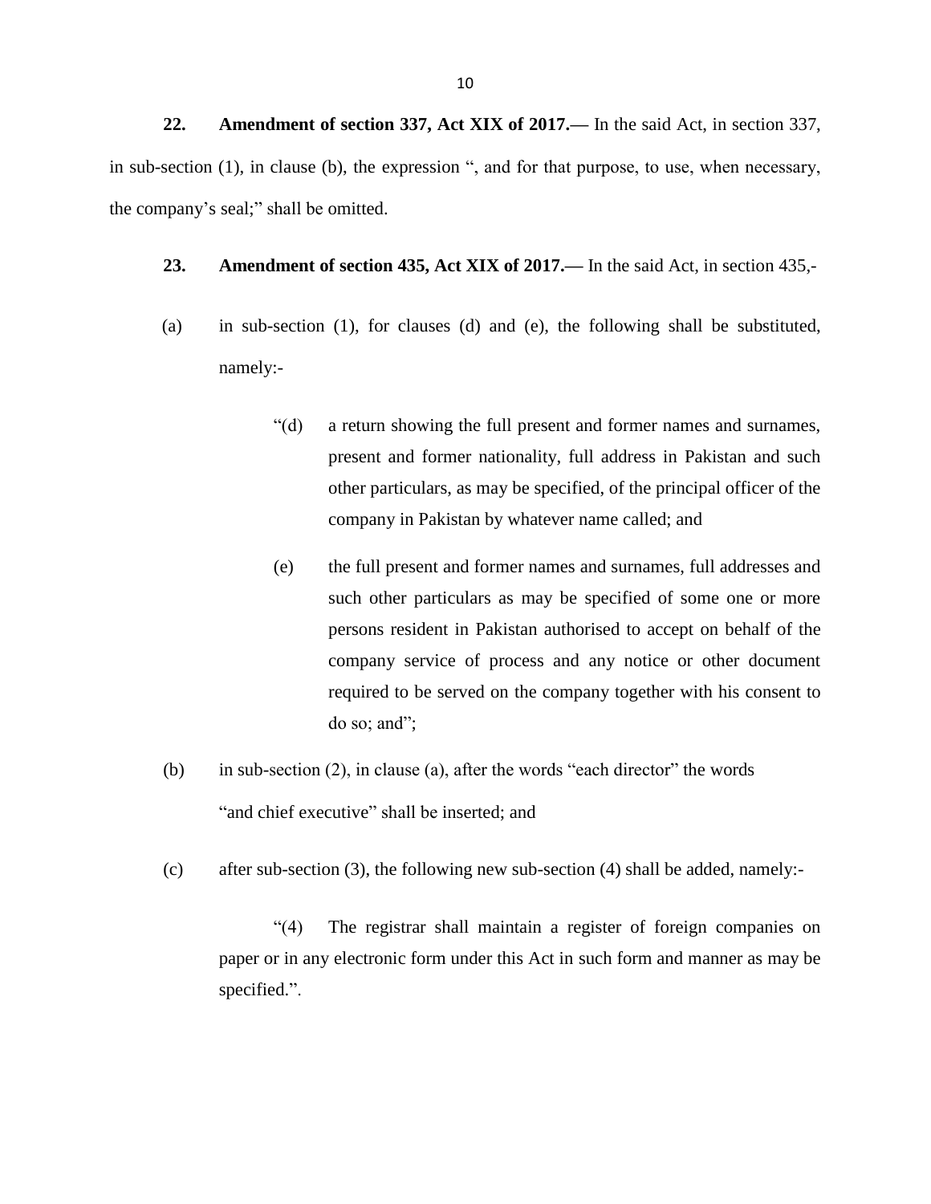**22. Amendment of section 337, Act XIX of 2017.—** In the said Act, in section 337, in sub-section (1), in clause (b), the expression ", and for that purpose, to use, when necessary, the company's seal;" shall be omitted.

**23. Amendment of section 435, Act XIX of 2017.—** In the said Act, in section 435,-

(a) in sub-section (1), for clauses (d) and (e), the following shall be substituted, namely:-

> "(d) a return showing the full present and former names and surnames, present and former nationality, full address in Pakistan and such other particulars, as may be specified, of the principal officer of the company in Pakistan by whatever name called; and
>
> (e) the full present and former names and surnames, full addresses and such other particulars as may be specified of some one or more persons resident in Pakistan authorised to accept on behalf of the company service of process and any notice or other document required to be served on the company together with his consent to do so; and";

(b) in sub-section (2), in clause (a), after the words "each director" the words "and chief executive" shall be inserted; and

(c) after sub-section (3), the following new sub-section (4) shall be added, namely:-

> "(4) The registrar shall maintain a register of foreign companies on paper or in any electronic form under this Act in such form and manner as may be specified.".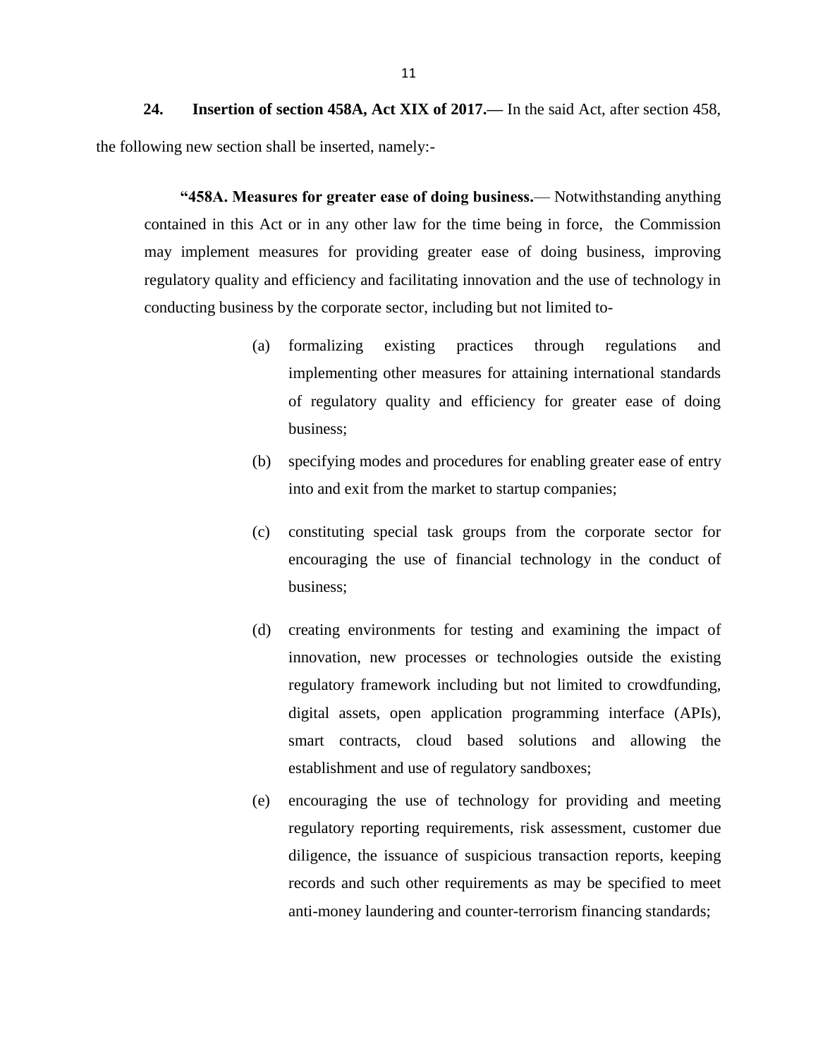**24. Insertion of section 458A, Act XIX of 2017.—** In the said Act, after section 458, the following new section shall be inserted, namely:-

> **"458A. Measures for greater ease of doing business.**— Notwithstanding anything contained in this Act or in any other law for the time being in force, the Commission may implement measures for providing greater ease of doing business, improving regulatory quality and efficiency and facilitating innovation and the use of technology in conducting business by the corporate sector, including but not limited to-
>
> (a) formalizing existing practices through regulations and implementing other measures for attaining international standards of regulatory quality and efficiency for greater ease of doing business;
>
> (b) specifying modes and procedures for enabling greater ease of entry into and exit from the market to startup companies;
>
> (c) constituting special task groups from the corporate sector for encouraging the use of financial technology in the conduct of business;
>
> (d) creating environments for testing and examining the impact of innovation, new processes or technologies outside the existing regulatory framework including but not limited to crowdfunding, digital assets, open application programming interface (APIs), smart contracts, cloud based solutions and allowing the establishment and use of regulatory sandboxes;
>
> (e) encouraging the use of technology for providing and meeting regulatory reporting requirements, risk assessment, customer due diligence, the issuance of suspicious transaction reports, keeping records and such other requirements as may be specified to meet anti-money laundering and counter-terrorism financing standards;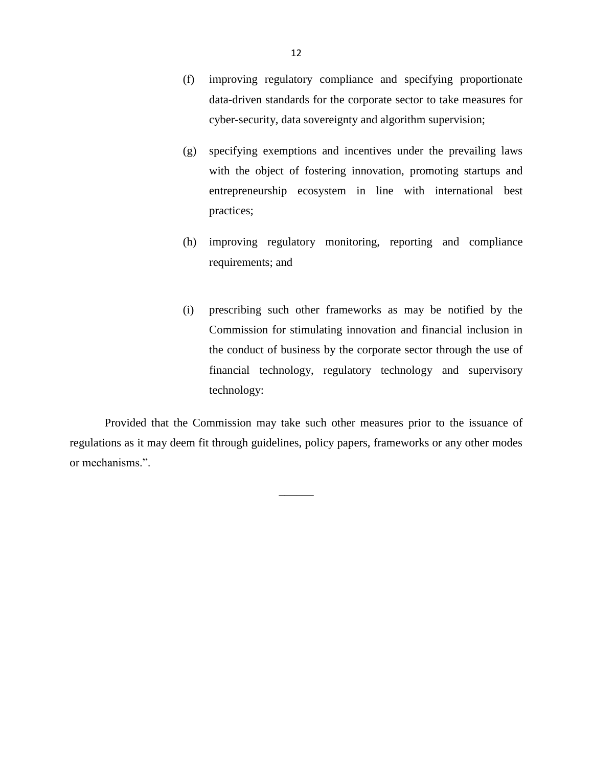(f) improving regulatory compliance and specifying proportionate data-driven standards for the corporate sector to take measures for cyber-security, data sovereignty and algorithm supervision;

(g) specifying exemptions and incentives under the prevailing laws with the object of fostering innovation, promoting startups and entrepreneurship ecosystem in line with international best practices;

(h) improving regulatory monitoring, reporting and compliance requirements; and

(i) prescribing such other frameworks as may be notified by the Commission for stimulating innovation and financial inclusion in the conduct of business by the corporate sector through the use of financial technology, regulatory technology and supervisory technology:

Provided that the Commission may take such other measures prior to the issuance of regulations as it may deem fit through guidelines, policy papers, frameworks or any other modes or mechanisms.”.

______